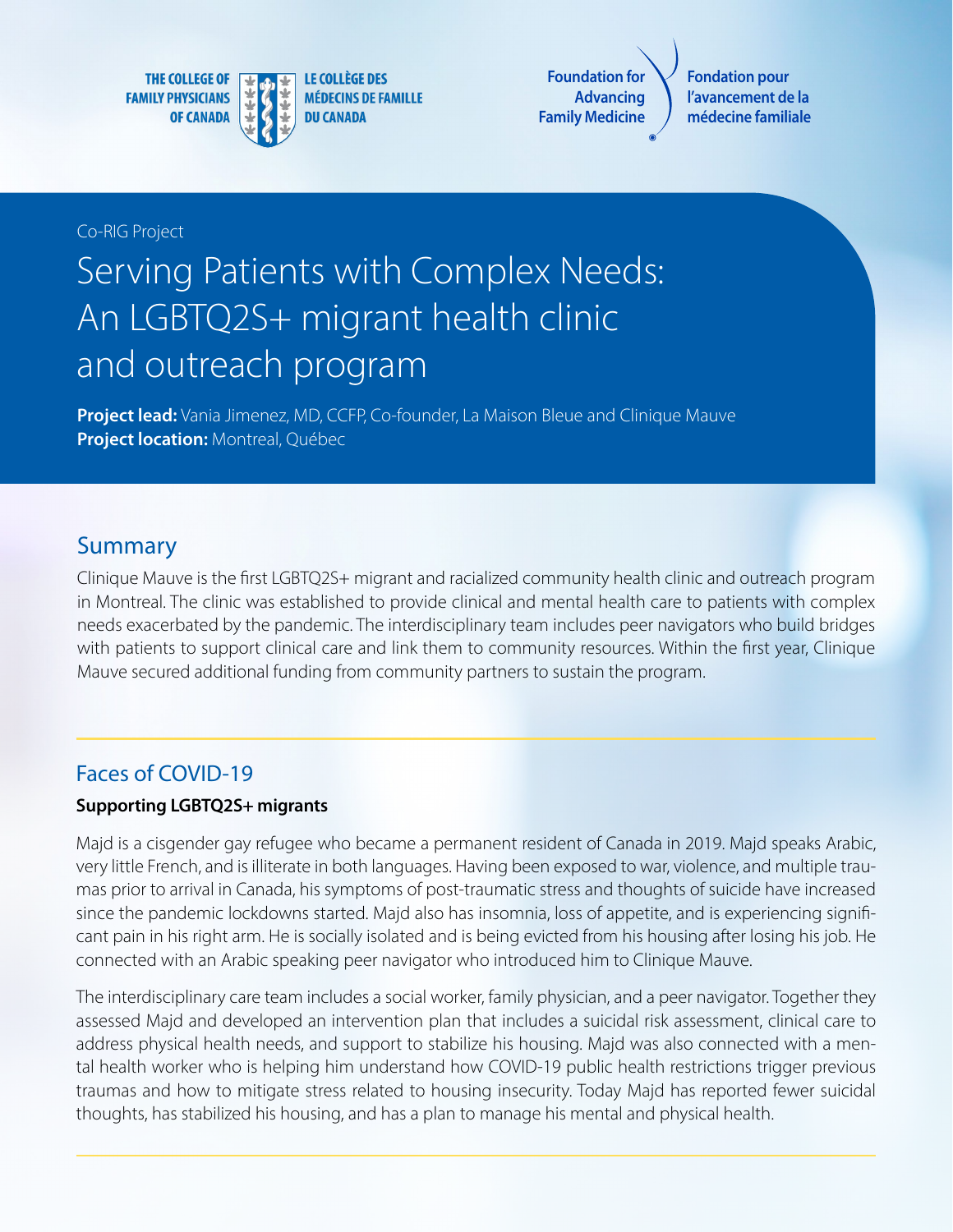THE COLLEGE OF FAMILY PHYSICIANS OF CANADA | LE COLLÈGE DES MÉDECINS DE FAMILLE DU CANADA

Foundation for Advancing Family Medicine | Fondation pour l'avancement de la médecine familiale

Co-RIG Project

# Serving Patients with Complex Needs: An LGBTQ2S+ migrant health clinic and outreach program

**Project lead:** Vania Jimenez, MD, CCFP, Co-founder, La Maison Bleue and Clinique Mauve
**Project location:** Montreal, Québec

## Summary

Clinique Mauve is the first LGBTQ2S+ migrant and racialized community health clinic and outreach program in Montreal. The clinic was established to provide clinical and mental health care to patients with complex needs exacerbated by the pandemic. The interdisciplinary team includes peer navigators who build bridges with patients to support clinical care and link them to community resources. Within the first year, Clinique Mauve secured additional funding from community partners to sustain the program.

## Faces of COVID-19

**Supporting LGBTQ2S+ migrants**

Majd is a cisgender gay refugee who became a permanent resident of Canada in 2019. Majd speaks Arabic, very little French, and is illiterate in both languages. Having been exposed to war, violence, and multiple traumas prior to arrival in Canada, his symptoms of post-traumatic stress and thoughts of suicide have increased since the pandemic lockdowns started. Majd also has insomnia, loss of appetite, and is experiencing significant pain in his right arm. He is socially isolated and is being evicted from his housing after losing his job. He connected with an Arabic speaking peer navigator who introduced him to Clinique Mauve.

The interdisciplinary care team includes a social worker, family physician, and a peer navigator. Together they assessed Majd and developed an intervention plan that includes a suicidal risk assessment, clinical care to address physical health needs, and support to stabilize his housing. Majd was also connected with a mental health worker who is helping him understand how COVID-19 public health restrictions trigger previous traumas and how to mitigate stress related to housing insecurity. Today Majd has reported fewer suicidal thoughts, has stabilized his housing, and has a plan to manage his mental and physical health.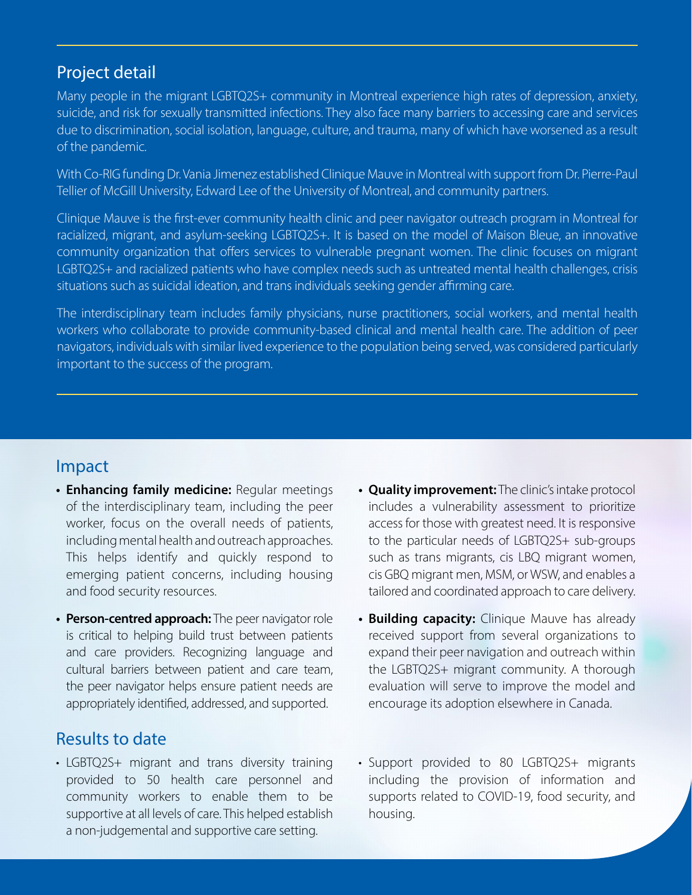## Project detail

Many people in the migrant LGBTQ2S+ community in Montreal experience high rates of depression, anxiety, suicide, and risk for sexually transmitted infections. They also face many barriers to accessing care and services due to discrimination, social isolation, language, culture, and trauma, many of which have worsened as a result of the pandemic.

With Co-RIG funding Dr. Vania Jimenez established Clinique Mauve in Montreal with support from Dr. Pierre-Paul Tellier of McGill University, Edward Lee of the University of Montreal, and community partners.

Clinique Mauve is the first-ever community health clinic and peer navigator outreach program in Montreal for racialized, migrant, and asylum-seeking LGBTQ2S+. It is based on the model of Maison Bleue, an innovative community organization that offers services to vulnerable pregnant women. The clinic focuses on migrant LGBTQ2S+ and racialized patients who have complex needs such as untreated mental health challenges, crisis situations such as suicidal ideation, and trans individuals seeking gender affirming care.

The interdisciplinary team includes family physicians, nurse practitioners, social workers, and mental health workers who collaborate to provide community-based clinical and mental health care. The addition of peer navigators, individuals with similar lived experience to the population being served, was considered particularly important to the success of the program.

## Impact

- **Enhancing family medicine:** Regular meetings of the interdisciplinary team, including the peer worker, focus on the overall needs of patients, including mental health and outreach approaches. This helps identify and quickly respond to emerging patient concerns, including housing and food security resources.
- **Person-centred approach:** The peer navigator role is critical to helping build trust between patients and care providers. Recognizing language and cultural barriers between patient and care team, the peer navigator helps ensure patient needs are appropriately identified, addressed, and supported.
- **Quality improvement:** The clinic's intake protocol includes a vulnerability assessment to prioritize access for those with greatest need. It is responsive to the particular needs of LGBTQ2S+ sub-groups such as trans migrants, cis LBQ migrant women, cis GBQ migrant men, MSM, or WSW, and enables a tailored and coordinated approach to care delivery.
- **Building capacity:** Clinique Mauve has already received support from several organizations to expand their peer navigation and outreach within the LGBTQ2S+ migrant community. A thorough evaluation will serve to improve the model and encourage its adoption elsewhere in Canada.

## Results to date

- LGBTQ2S+ migrant and trans diversity training provided to 50 health care personnel and community workers to enable them to be supportive at all levels of care. This helped establish a non-judgemental and supportive care setting.
- Support provided to 80 LGBTQ2S+ migrants including the provision of information and supports related to COVID-19, food security, and housing.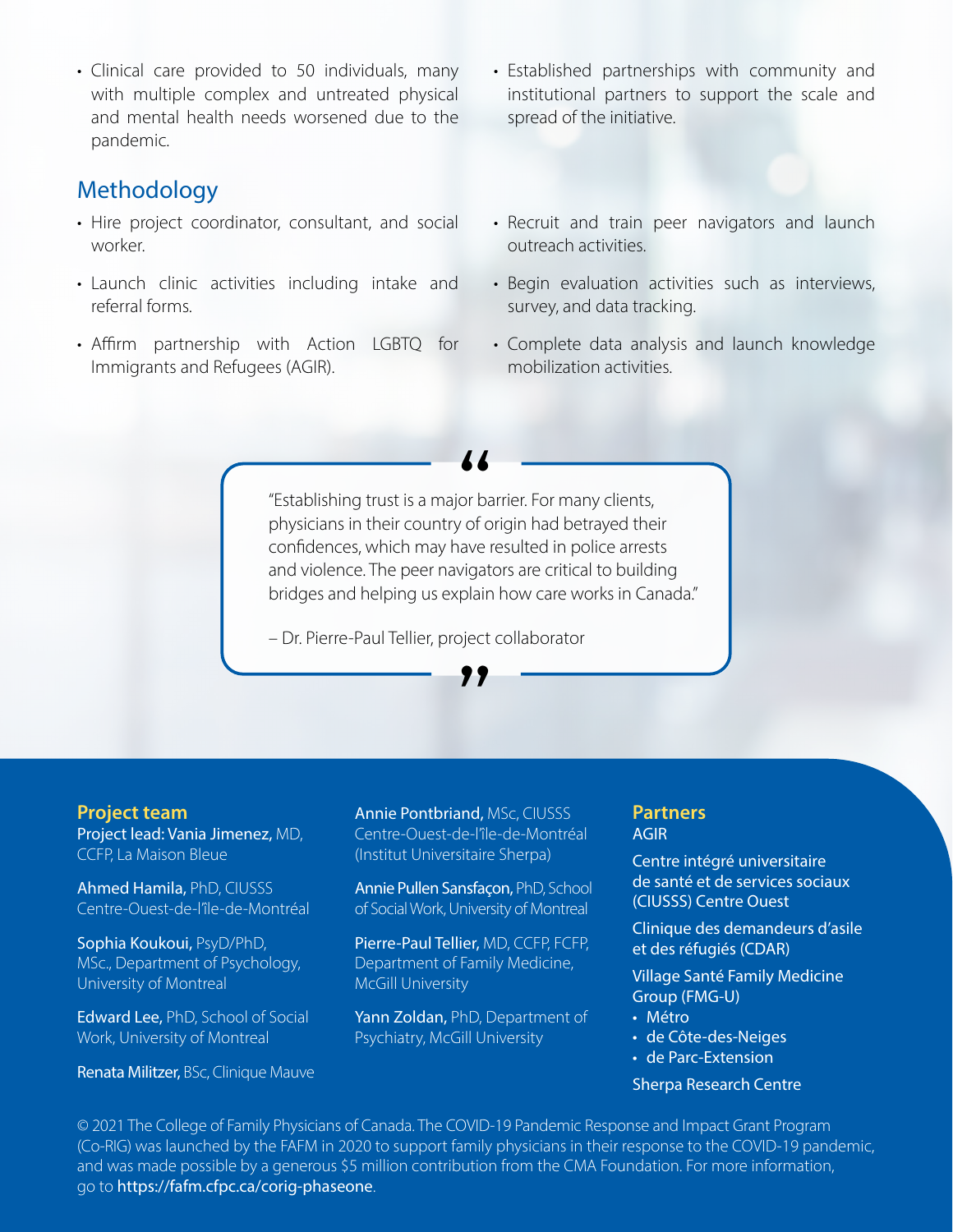- Clinical care provided to 50 individuals, many with multiple complex and untreated physical and mental health needs worsened due to the pandemic.
- Established partnerships with community and institutional partners to support the scale and spread of the initiative.

## Methodology

- Hire project coordinator, consultant, and social worker.
- Launch clinic activities including intake and referral forms.
- Affirm partnership with Action LGBTQ for Immigrants and Refugees (AGIR).
- Recruit and train peer navigators and launch outreach activities.
- Begin evaluation activities such as interviews, survey, and data tracking.
- Complete data analysis and launch knowledge mobilization activities.

> "Establishing trust is a major barrier. For many clients, physicians in their country of origin had betrayed their confidences, which may have resulted in police arrests and violence. The peer navigators are critical to building bridges and helping us explain how care works in Canada."
>
> – Dr. Pierre-Paul Tellier, project collaborator

### Project team

**Project lead: Vania Jimenez,** MD, CCFP, La Maison Bleue

**Ahmed Hamila,** PhD, CIUSSS Centre-Ouest-de-l'île-de-Montréal

**Sophia Koukoui,** PsyD/PhD, MSc., Department of Psychology, University of Montreal

**Edward Lee,** PhD, School of Social Work, University of Montreal

**Renata Militzer,** BSc, Clinique Mauve

**Annie Pontbriand,** MSc, CIUSSS Centre-Ouest-de-l'île-de-Montréal (Institut Universitaire Sherpa)

**Annie Pullen Sansfaçon,** PhD, School of Social Work, University of Montreal

**Pierre-Paul Tellier,** MD, CCFP, FCFP, Department of Family Medicine, McGill University

**Yann Zoldan,** PhD, Department of Psychiatry, McGill University

### Partners

AGIR

Centre intégré universitaire de santé et de services sociaux (CIUSSS) Centre Ouest

Clinique des demandeurs d'asile et des réfugiés (CDAR)

Village Santé Family Medicine Group (FMG-U)
- Métro
- de Côte-des-Neiges
- de Parc-Extension

Sherpa Research Centre

© 2021 The College of Family Physicians of Canada. The COVID-19 Pandemic Response and Impact Grant Program (Co-RIG) was launched by the FAFM in 2020 to support family physicians in their response to the COVID-19 pandemic, and was made possible by a generous $5 million contribution from the CMA Foundation. For more information, go to https://fafm.cfpc.ca/corig-phaseone.